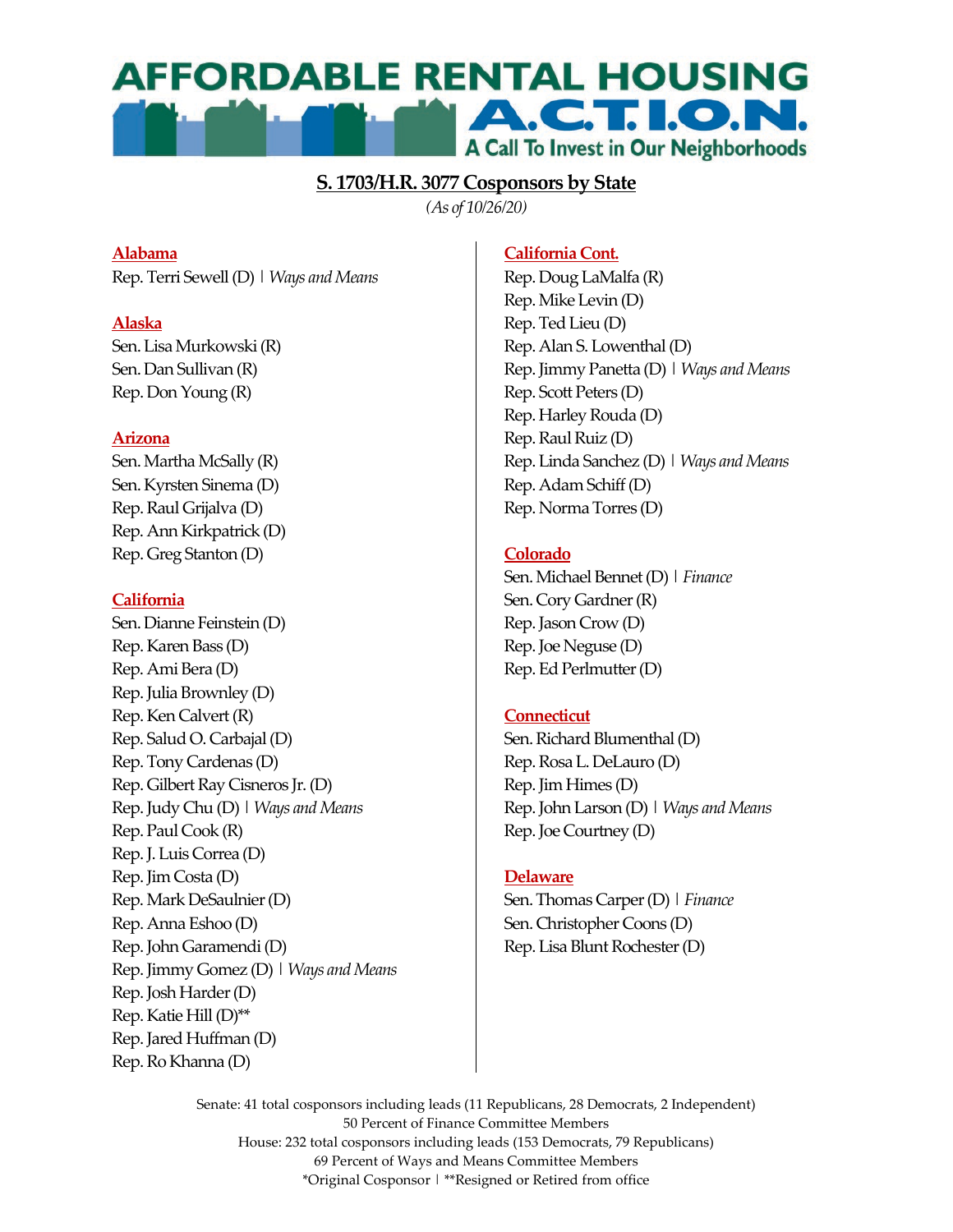# AFFORDABLE RENTAL HOUSING A.C.T.I.O.N.

A Call To Invest in Our Neighborhoods

## S. 1703/H.R. 3077 Cosponsors by State

*(As of 10/26/20)*

### Alabama

Rep. Terri Sewell (D) | *Ways and Means*

### Alaska

Sen. Lisa Murkowski (R)
Sen. Dan Sullivan (R)
Rep. Don Young (R)

### Arizona

Sen. Martha McSally (R)
Sen. Kyrsten Sinema (D)
Rep. Raul Grijalva (D)
Rep. Ann Kirkpatrick (D)
Rep. Greg Stanton (D)

### California

Sen. Dianne Feinstein (D)
Rep. Karen Bass (D)
Rep. Ami Bera (D)
Rep. Julia Brownley (D)
Rep. Ken Calvert (R)
Rep. Salud O. Carbajal (D)
Rep. Tony Cardenas (D)
Rep. Gilbert Ray Cisneros Jr. (D)
Rep. Judy Chu (D) | *Ways and Means*
Rep. Paul Cook (R)
Rep. J. Luis Correa (D)
Rep. Jim Costa (D)
Rep. Mark DeSaulnier (D)
Rep. Anna Eshoo (D)
Rep. John Garamendi (D)
Rep. Jimmy Gomez (D) | *Ways and Means*
Rep. Josh Harder (D)
Rep. Katie Hill (D)**
Rep. Jared Huffman (D)
Rep. Ro Khanna (D)

### California Cont.

Rep. Doug LaMalfa (R)
Rep. Mike Levin (D)
Rep. Ted Lieu (D)
Rep. Alan S. Lowenthal (D)
Rep. Jimmy Panetta (D) | *Ways and Means*
Rep. Scott Peters (D)
Rep. Harley Rouda (D)
Rep. Raul Ruiz (D)
Rep. Linda Sanchez (D) | *Ways and Means*
Rep. Adam Schiff (D)
Rep. Norma Torres (D)

### Colorado

Sen. Michael Bennet (D) | *Finance*
Sen. Cory Gardner (R)
Rep. Jason Crow (D)
Rep. Joe Neguse (D)
Rep. Ed Perlmutter (D)

### Connecticut

Sen. Richard Blumenthal (D)
Rep. Rosa L. DeLauro (D)
Rep. Jim Himes (D)
Rep. John Larson (D) | *Ways and Means*
Rep. Joe Courtney (D)

### Delaware

Sen. Thomas Carper (D) | *Finance*
Sen. Christopher Coons (D)
Rep. Lisa Blunt Rochester (D)

Senate: 41 total cosponsors including leads (11 Republicans, 28 Democrats, 2 Independent)
50 Percent of Finance Committee Members
House: 232 total cosponsors including leads (153 Democrats, 79 Republicans)
69 Percent of Ways and Means Committee Members
*Original Cosponsor | **Resigned or Retired from office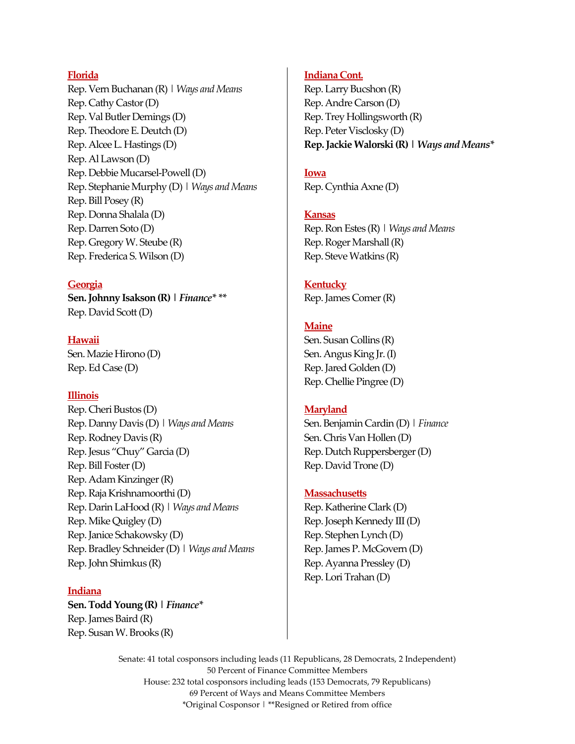## Florida

Rep. Vern Buchanan (R) | *Ways and Means*
Rep. Cathy Castor (D)
Rep. Val Butler Demings (D)
Rep. Theodore E. Deutch (D)
Rep. Alcee L. Hastings (D)
Rep. Al Lawson (D)
Rep. Debbie Mucarsel-Powell (D)
Rep. Stephanie Murphy (D) | *Ways and Means*
Rep. Bill Posey (R)
Rep. Donna Shalala (D)
Rep. Darren Soto (D)
Rep. Gregory W. Steube (R)
Rep. Frederica S. Wilson (D)

## Georgia

**Sen. Johnny Isakson (R) | *Finance*\* \*\***
Rep. David Scott (D)

## Hawaii

Sen. Mazie Hirono (D)
Rep. Ed Case (D)

## Illinois

Rep. Cheri Bustos (D)
Rep. Danny Davis (D) | *Ways and Means*
Rep. Rodney Davis (R)
Rep. Jesus "Chuy" Garcia (D)
Rep. Bill Foster (D)
Rep. Adam Kinzinger (R)
Rep. Raja Krishnamoorthi (D)
Rep. Darin LaHood (R) | *Ways and Means*
Rep. Mike Quigley (D)
Rep. Janice Schakowsky (D)
Rep. Bradley Schneider (D) | *Ways and Means*
Rep. John Shimkus (R)

## Indiana

**Sen. Todd Young (R) | *Finance*\***
Rep. James Baird (R)
Rep. Susan W. Brooks (R)

## Indiana Cont.

Rep. Larry Bucshon (R)
Rep. Andre Carson (D)
Rep. Trey Hollingsworth (R)
Rep. Peter Visclosky (D)
**Rep. Jackie Walorski (R) | *Ways and Means*\***

## Iowa

Rep. Cynthia Axne (D)

## Kansas

Rep. Ron Estes (R) | *Ways and Means*
Rep. Roger Marshall (R)
Rep. Steve Watkins (R)

## Kentucky

Rep. James Comer (R)

## Maine

Sen. Susan Collins (R)
Sen. Angus King Jr. (I)
Rep. Jared Golden (D)
Rep. Chellie Pingree (D)

## Maryland

Sen. Benjamin Cardin (D) | *Finance*
Sen. Chris Van Hollen (D)
Rep. Dutch Ruppersberger (D)
Rep. David Trone (D)

## Massachusetts

Rep. Katherine Clark (D)
Rep. Joseph Kennedy III (D)
Rep. Stephen Lynch (D)
Rep. James P. McGovern (D)
Rep. Ayanna Pressley (D)
Rep. Lori Trahan (D)

Senate: 41 total cosponsors including leads (11 Republicans, 28 Democrats, 2 Independent)
50 Percent of Finance Committee Members
House: 232 total cosponsors including leads (153 Democrats, 79 Republicans)
69 Percent of Ways and Means Committee Members
*Original Cosponsor | **Resigned or Retired from office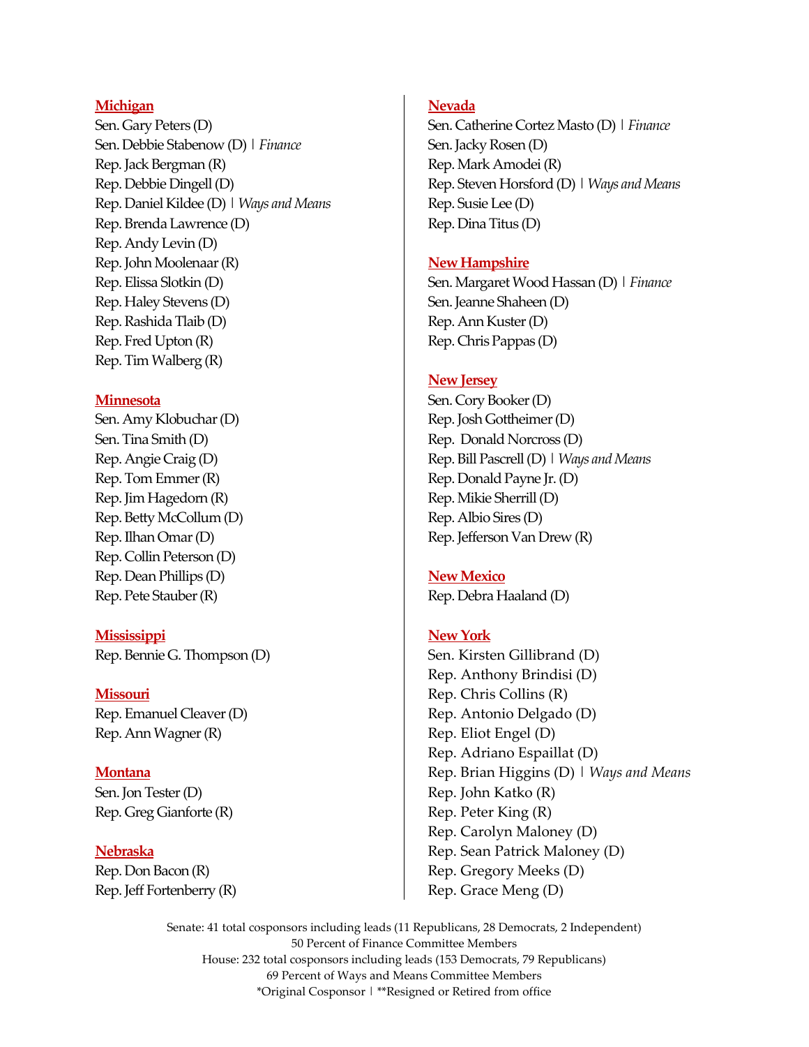## Michigan

Sen. Gary Peters (D)
Sen. Debbie Stabenow (D) | *Finance*
Rep. Jack Bergman (R)
Rep. Debbie Dingell (D)
Rep. Daniel Kildee (D) | *Ways and Means*
Rep. Brenda Lawrence (D)
Rep. Andy Levin (D)
Rep. John Moolenaar (R)
Rep. Elissa Slotkin (D)
Rep. Haley Stevens (D)
Rep. Rashida Tlaib (D)
Rep. Fred Upton (R)
Rep. Tim Walberg (R)

## Minnesota

Sen. Amy Klobuchar (D)
Sen. Tina Smith (D)
Rep. Angie Craig (D)
Rep. Tom Emmer (R)
Rep. Jim Hagedorn (R)
Rep. Betty McCollum (D)
Rep. Ilhan Omar (D)
Rep. Collin Peterson (D)
Rep. Dean Phillips (D)
Rep. Pete Stauber (R)

## Mississippi

Rep. Bennie G. Thompson (D)

## Missouri

Rep. Emanuel Cleaver (D)
Rep. Ann Wagner (R)

## Montana

Sen. Jon Tester (D)
Rep. Greg Gianforte (R)

## Nebraska

Rep. Don Bacon (R)
Rep. Jeff Fortenberry (R)

## Nevada

Sen. Catherine Cortez Masto (D) | *Finance*
Sen. Jacky Rosen (D)
Rep. Mark Amodei (R)
Rep. Steven Horsford (D) | *Ways and Means*
Rep. Susie Lee (D)
Rep. Dina Titus (D)

## New Hampshire

Sen. Margaret Wood Hassan (D) | *Finance*
Sen. Jeanne Shaheen (D)
Rep. Ann Kuster (D)
Rep. Chris Pappas (D)

## New Jersey

Sen. Cory Booker (D)
Rep. Josh Gottheimer (D)
Rep. Donald Norcross (D)
Rep. Bill Pascrell (D) | *Ways and Means*
Rep. Donald Payne Jr. (D)
Rep. Mikie Sherrill (D)
Rep. Albio Sires (D)
Rep. Jefferson Van Drew (R)

## New Mexico

Rep. Debra Haaland (D)

## New York

Sen. Kirsten Gillibrand (D)
Rep. Anthony Brindisi (D)
Rep. Chris Collins (R)
Rep. Antonio Delgado (D)
Rep. Eliot Engel (D)
Rep. Adriano Espaillat (D)
Rep. Brian Higgins (D) | *Ways and Means*
Rep. John Katko (R)
Rep. Peter King (R)
Rep. Carolyn Maloney (D)
Rep. Sean Patrick Maloney (D)
Rep. Gregory Meeks (D)
Rep. Grace Meng (D)

Senate: 41 total cosponsors including leads (11 Republicans, 28 Democrats, 2 Independent)
50 Percent of Finance Committee Members
House: 232 total cosponsors including leads (153 Democrats, 79 Republicans)
69 Percent of Ways and Means Committee Members
*Original Cosponsor | **Resigned or Retired from office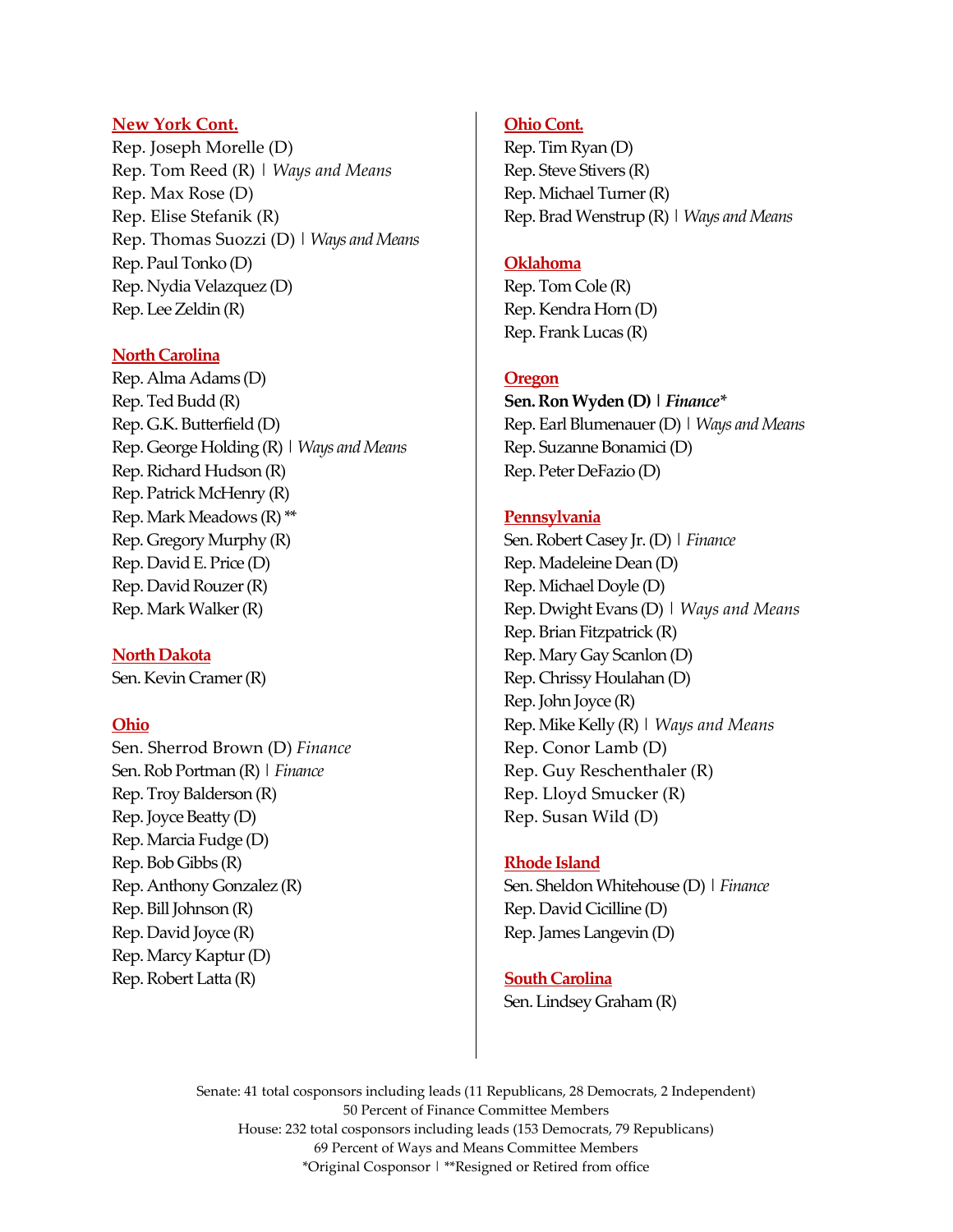**New York Cont.**

Rep. Joseph Morelle (D)
Rep. Tom Reed (R) | *Ways and Means*
Rep. Max Rose (D)
Rep. Elise Stefanik (R)
Rep. Thomas Suozzi (D) | *Ways and Means*
Rep. Paul Tonko (D)
Rep. Nydia Velazquez (D)
Rep. Lee Zeldin (R)

**North Carolina**

Rep. Alma Adams (D)
Rep. Ted Budd (R)
Rep. G.K. Butterfield (D)
Rep. George Holding (R) | *Ways and Means*
Rep. Richard Hudson (R)
Rep. Patrick McHenry (R)
Rep. Mark Meadows (R) **
Rep. Gregory Murphy (R)
Rep. David E. Price (D)
Rep. David Rouzer (R)
Rep. Mark Walker (R)

**North Dakota**

Sen. Kevin Cramer (R)

**Ohio**

Sen. Sherrod Brown (D) *Finance*
Sen. Rob Portman (R) | *Finance*
Rep. Troy Balderson (R)
Rep. Joyce Beatty (D)
Rep. Marcia Fudge (D)
Rep. Bob Gibbs (R)
Rep. Anthony Gonzalez (R)
Rep. Bill Johnson (R)
Rep. David Joyce (R)
Rep. Marcy Kaptur (D)
Rep. Robert Latta (R)

**Ohio Cont.**

Rep. Tim Ryan (D)
Rep. Steve Stivers (R)
Rep. Michael Turner (R)
Rep. Brad Wenstrup (R) | *Ways and Means*

**Oklahoma**

Rep. Tom Cole (R)
Rep. Kendra Horn (D)
Rep. Frank Lucas (R)

**Oregon**

**Sen. Ron Wyden (D) | *Finance****
Rep. Earl Blumenauer (D) | *Ways and Means*
Rep. Suzanne Bonamici (D)
Rep. Peter DeFazio (D)

**Pennsylvania**

Sen. Robert Casey Jr. (D) | *Finance*
Rep. Madeleine Dean (D)
Rep. Michael Doyle (D)
Rep. Dwight Evans (D) | *Ways and Means*
Rep. Brian Fitzpatrick (R)
Rep. Mary Gay Scanlon (D)
Rep. Chrissy Houlahan (D)
Rep. John Joyce (R)
Rep. Mike Kelly (R) | *Ways and Means*
Rep. Conor Lamb (D)
Rep. Guy Reschenthaler (R)
Rep. Lloyd Smucker (R)
Rep. Susan Wild (D)

**Rhode Island**

Sen. Sheldon Whitehouse (D) | *Finance*
Rep. David Cicilline (D)
Rep. James Langevin (D)

**South Carolina**

Sen. Lindsey Graham (R)

Senate: 41 total cosponsors including leads (11 Republicans, 28 Democrats, 2 Independent)
50 Percent of Finance Committee Members
House: 232 total cosponsors including leads (153 Democrats, 79 Republicans)
69 Percent of Ways and Means Committee Members
*Original Cosponsor | **Resigned or Retired from office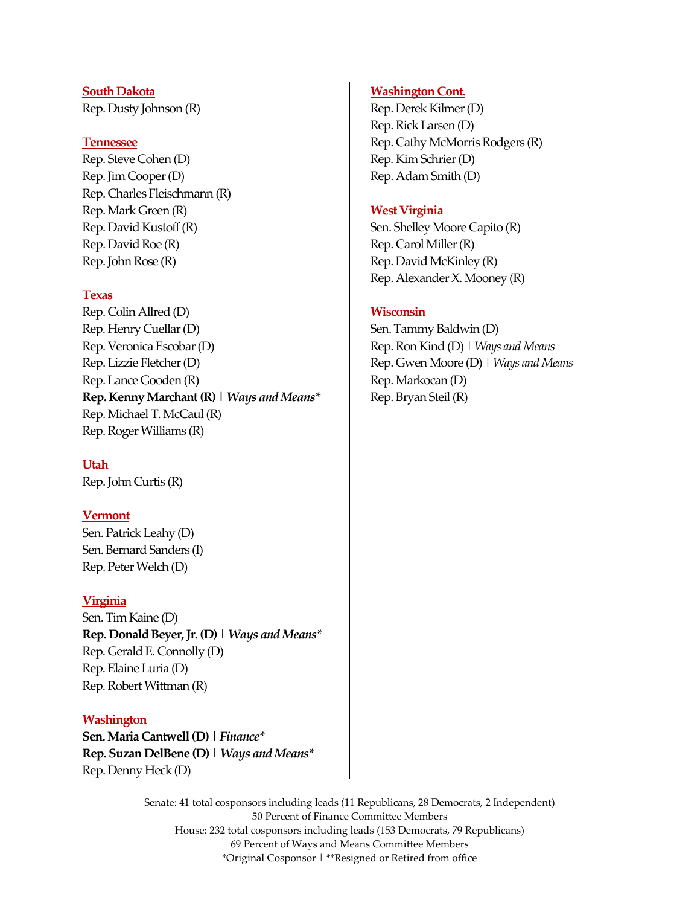**South Dakota**

Rep. Dusty Johnson (R)

**Tennessee**

Rep. Steve Cohen (D)
Rep. Jim Cooper (D)
Rep. Charles Fleischmann (R)
Rep. Mark Green (R)
Rep. David Kustoff (R)
Rep. David Roe (R)
Rep. John Rose (R)

**Texas**

Rep. Colin Allred (D)
Rep. Henry Cuellar (D)
Rep. Veronica Escobar (D)
Rep. Lizzie Fletcher (D)
Rep. Lance Gooden (R)
**Rep. Kenny Marchant (R) | *Ways and Means****
Rep. Michael T. McCaul (R)
Rep. Roger Williams (R)

**Utah**

Rep. John Curtis (R)

**Vermont**

Sen. Patrick Leahy (D)
Sen. Bernard Sanders (I)
Rep. Peter Welch (D)

**Virginia**

Sen. Tim Kaine (D)
**Rep. Donald Beyer, Jr. (D) | *Ways and Means****
Rep. Gerald E. Connolly (D)
Rep. Elaine Luria (D)
Rep. Robert Wittman (R)

**Washington**

**Sen. Maria Cantwell (D) | *Finance****
**Rep. Suzan DelBene (D) | *Ways and Means****
Rep. Denny Heck (D)

**Washington Cont.**

Rep. Derek Kilmer (D)
Rep. Rick Larsen (D)
Rep. Cathy McMorris Rodgers (R)
Rep. Kim Schrier (D)
Rep. Adam Smith (D)

**West Virginia**

Sen. Shelley Moore Capito (R)
Rep. Carol Miller (R)
Rep. David McKinley (R)
Rep. Alexander X. Mooney (R)

**Wisconsin**

Sen. Tammy Baldwin (D)
Rep. Ron Kind (D) | *Ways and Means*
Rep. Gwen Moore (D) | *Ways and Means*
Rep. Markocan (D)
Rep. Bryan Steil (R)

Senate: 41 total cosponsors including leads (11 Republicans, 28 Democrats, 2 Independent)
50 Percent of Finance Committee Members
House: 232 total cosponsors including leads (153 Democrats, 79 Republicans)
69 Percent of Ways and Means Committee Members
*Original Cosponsor | **Resigned or Retired from office